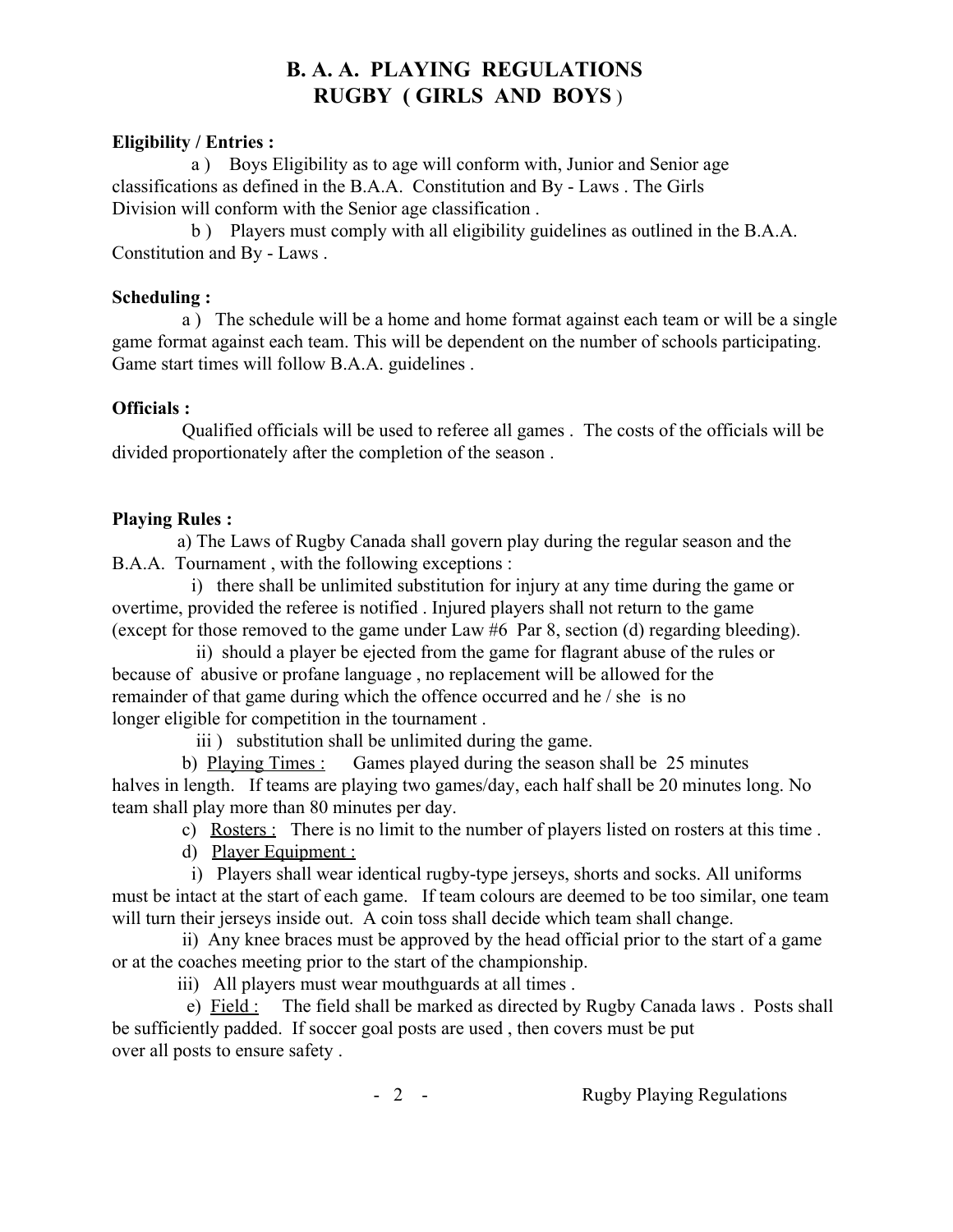# B. A. A. PLAYING REGULATIONS
# RUGBY ( GIRLS AND BOYS )

**Eligibility / Entries :**

a ) Boys Eligibility as to age will conform with, Junior and Senior age classifications as defined in the B.A.A. Constitution and By - Laws . The Girls Division will conform with the Senior age classification .

b ) Players must comply with all eligibility guidelines as outlined in the B.A.A. Constitution and By - Laws .

**Scheduling :**

a ) The schedule will be a home and home format against each team or will be a single game format against each team. This will be dependent on the number of schools participating. Game start times will follow B.A.A. guidelines .

**Officials :**

Qualified officials will be used to referee all games . The costs of the officials will be divided proportionately after the completion of the season .

**Playing Rules :**

a) The Laws of Rugby Canada shall govern play during the regular season and the B.A.A. Tournament , with the following exceptions :

i) there shall be unlimited substitution for injury at any time during the game or overtime, provided the referee is notified . Injured players shall not return to the game (except for those removed to the game under Law #6 Par 8, section (d) regarding bleeding).

ii) should a player be ejected from the game for flagrant abuse of the rules or because of abusive or profane language , no replacement will be allowed for the remainder of that game during which the offence occurred and he / she is no longer eligible for competition in the tournament .

iii ) substitution shall be unlimited during the game.

b) <u>Playing Times :</u> Games played during the season shall be 25 minutes halves in length. If teams are playing two games/day, each half shall be 20 minutes long. No team shall play more than 80 minutes per day.

c) <u>Rosters :</u> There is no limit to the number of players listed on rosters at this time .

d) <u>Player Equipment :</u>

i) Players shall wear identical rugby-type jerseys, shorts and socks. All uniforms must be intact at the start of each game. If team colours are deemed to be too similar, one team will turn their jerseys inside out. A coin toss shall decide which team shall change.

ii) Any knee braces must be approved by the head official prior to the start of a game or at the coaches meeting prior to the start of the championship.

iii) All players must wear mouthguards at all times .

e) <u>Field :</u> The field shall be marked as directed by Rugby Canada laws . Posts shall be sufficiently padded. If soccer goal posts are used , then covers must be put over all posts to ensure safety .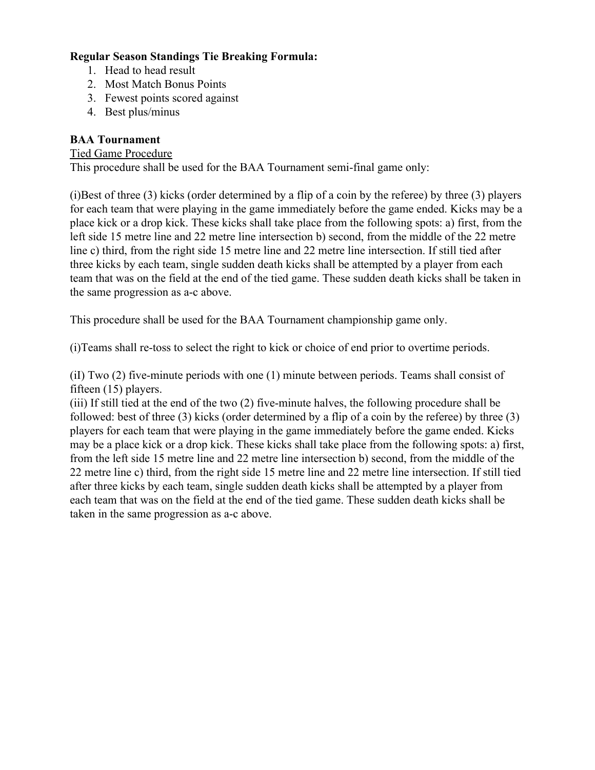**Regular Season Standings Tie Breaking Formula:**

1. Head to head result
2. Most Match Bonus Points
3. Fewest points scored against
4. Best plus/minus

**BAA Tournament**

Tied Game Procedure

This procedure shall be used for the BAA Tournament semi-final game only:

(i)Best of three (3) kicks (order determined by a flip of a coin by the referee) by three (3) players for each team that were playing in the game immediately before the game ended. Kicks may be a place kick or a drop kick. These kicks shall take place from the following spots: a) first, from the left side 15 metre line and 22 metre line intersection b) second, from the middle of the 22 metre line c) third, from the right side 15 metre line and 22 metre line intersection. If still tied after three kicks by each team, single sudden death kicks shall be attempted by a player from each team that was on the field at the end of the tied game. These sudden death kicks shall be taken in the same progression as a-c above.

This procedure shall be used for the BAA Tournament championship game only.

(i)Teams shall re-toss to select the right to kick or choice of end prior to overtime periods.

(iI) Two (2) five-minute periods with one (1) minute between periods. Teams shall consist of fifteen (15) players.

(iii) If still tied at the end of the two (2) five-minute halves, the following procedure shall be followed: best of three (3) kicks (order determined by a flip of a coin by the referee) by three (3) players for each team that were playing in the game immediately before the game ended. Kicks may be a place kick or a drop kick. These kicks shall take place from the following spots: a) first, from the left side 15 metre line and 22 metre line intersection b) second, from the middle of the 22 metre line c) third, from the right side 15 metre line and 22 metre line intersection. If still tied after three kicks by each team, single sudden death kicks shall be attempted by a player from each team that was on the field at the end of the tied game. These sudden death kicks shall be taken in the same progression as a-c above.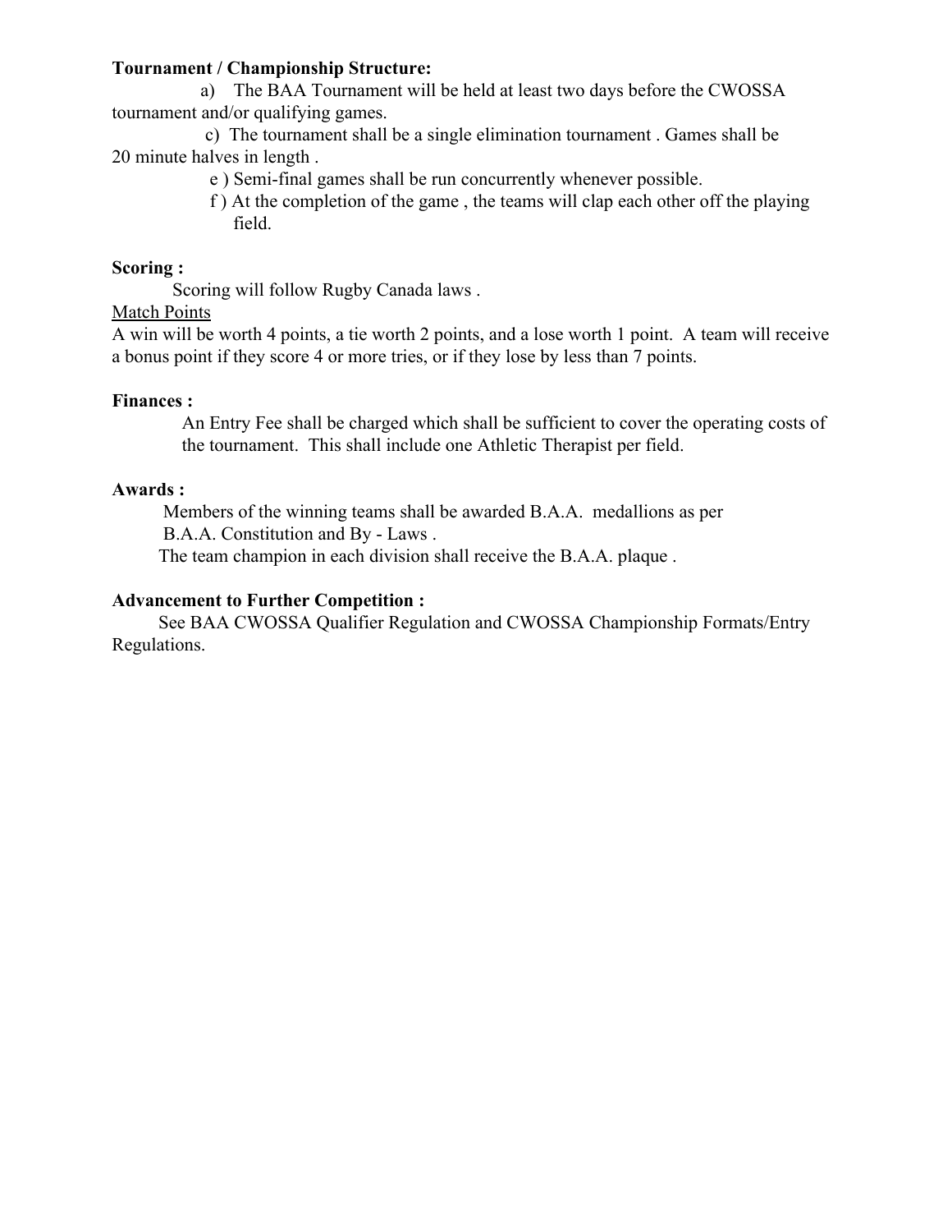**Tournament / Championship Structure:**

a) The BAA Tournament will be held at least two days before the CWOSSA tournament and/or qualifying games.

c) The tournament shall be a single elimination tournament . Games shall be 20 minute halves in length .

e ) Semi-final games shall be run concurrently whenever possible.

f ) At the completion of the game , the teams will clap each other off the playing field.

**Scoring :**

Scoring will follow Rugby Canada laws .

Match Points

A win will be worth 4 points, a tie worth 2 points, and a lose worth 1 point. A team will receive a bonus point if they score 4 or more tries, or if they lose by less than 7 points.

**Finances :**

An Entry Fee shall be charged which shall be sufficient to cover the operating costs of the tournament. This shall include one Athletic Therapist per field.

**Awards :**

Members of the winning teams shall be awarded B.A.A. medallions as per B.A.A. Constitution and By - Laws .

The team champion in each division shall receive the B.A.A. plaque .

**Advancement to Further Competition :**

See BAA CWOSSA Qualifier Regulation and CWOSSA Championship Formats/Entry Regulations.